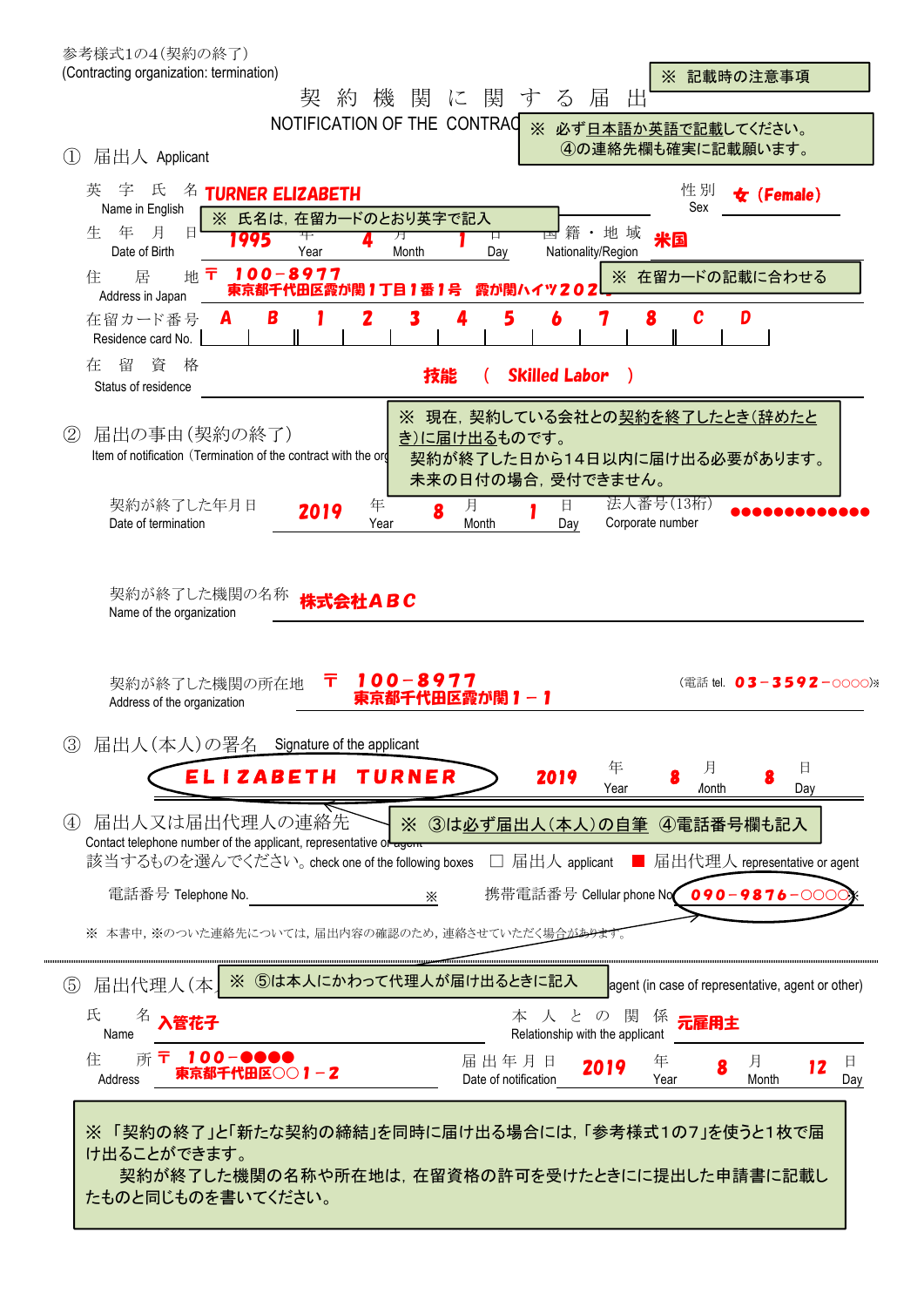参考様式1の4（契約の終了）
(Contracting organization: termination)

※ 記載時の注意事項

# 契約機関に関する届出

NOTIFICATION OF THE CONTRAC

※ 必ず日本語か英語で記載してください。
④の連絡先欄も確実に記載願います。

## ① 届出人 Applicant

英字氏名 Name in English: TURNER ELIZABETH

※ 氏名は，在留カードのとおり英字で記入

性別 Sex: 女（Female）

生年月日 Date of Birth: 1995 年 Year 4 月 Month 1 日 Day

国籍・地域 Nationality/Region: 米国

住居地 Address in Japan: 〒 100－8977 東京都千代田区霞が関１丁目１番１号 霞が関ハイツ２０２

※ 在留カードの記載に合わせる

在留カード番号 Residence card No.: A B 1 2 3 4 5 6 7 8 C D

在留資格 Status of residence: 技能 （ Skilled Labor ）

## ② 届出の事由（契約の終了）

Item of notification（Termination of the contract with the org

※ 現在，契約している会社との契約を終了したとき（辞めたとき）に届け出るものです。
契約が終了した日から14日以内に届け出る必要があります。
未来の日付の場合，受付できません。

契約が終了した年月日 Date of termination: 2019 年 Year 8 月 Month 1 日 Day

法人番号（13桁） Corporate number: ●●●●●●●●●●●●●

契約が終了した機関の名称 Name of the organization: 株式会社ＡＢＣ

契約が終了した機関の所在地 Address of the organization: 〒 100－8977 東京都千代田区霞が関１－１

（電話 tel. 03－3592－○○○○）※

## ③ 届出人（本人）の署名 Signature of the applicant

ELIZABETH TURNER　2019 年 Year 8 月 Month 8 日 Day

## ④ 届出人又は届出代理人の連絡先

※ ③は必ず届出人（本人）の自筆 ④電話番号欄も記入

Contact telephone number of the applicant, representative or agent

該当するものを選んでください。check one of the following boxes　□ 届出人 applicant　■ 届出代理人 representative or agent

電話番号 Telephone No. ※

携帯電話番号 Cellular phone No. 090－9876－○○○○ ※

※ 本書中，※のついた連絡先については，届出内容の確認のため，連絡させていただく場合があります。

## ⑤ 届出代理人（本

※ ⑤は本人にかわって代理人が届け出るときに記入

agent (in case of representative, agent or other)

氏名 Name: 入管花子

本人との関係 Relationship with the applicant: 元雇用主

住所 Address: 〒 100－●●●● 東京都千代田区○○１－２

届出年月日 Date of notification: 2019 年 Year 8 月 Month 12 日 Day

※ 「契約の終了」と「新たな契約の締結」を同時に届け出る場合には，「参考様式1の7」を使うと1枚で届け出ることができます。
　契約が終了した機関の名称や所在地は，在留資格の許可を受けたときにに提出した申請書に記載したものと同じものを書いてください。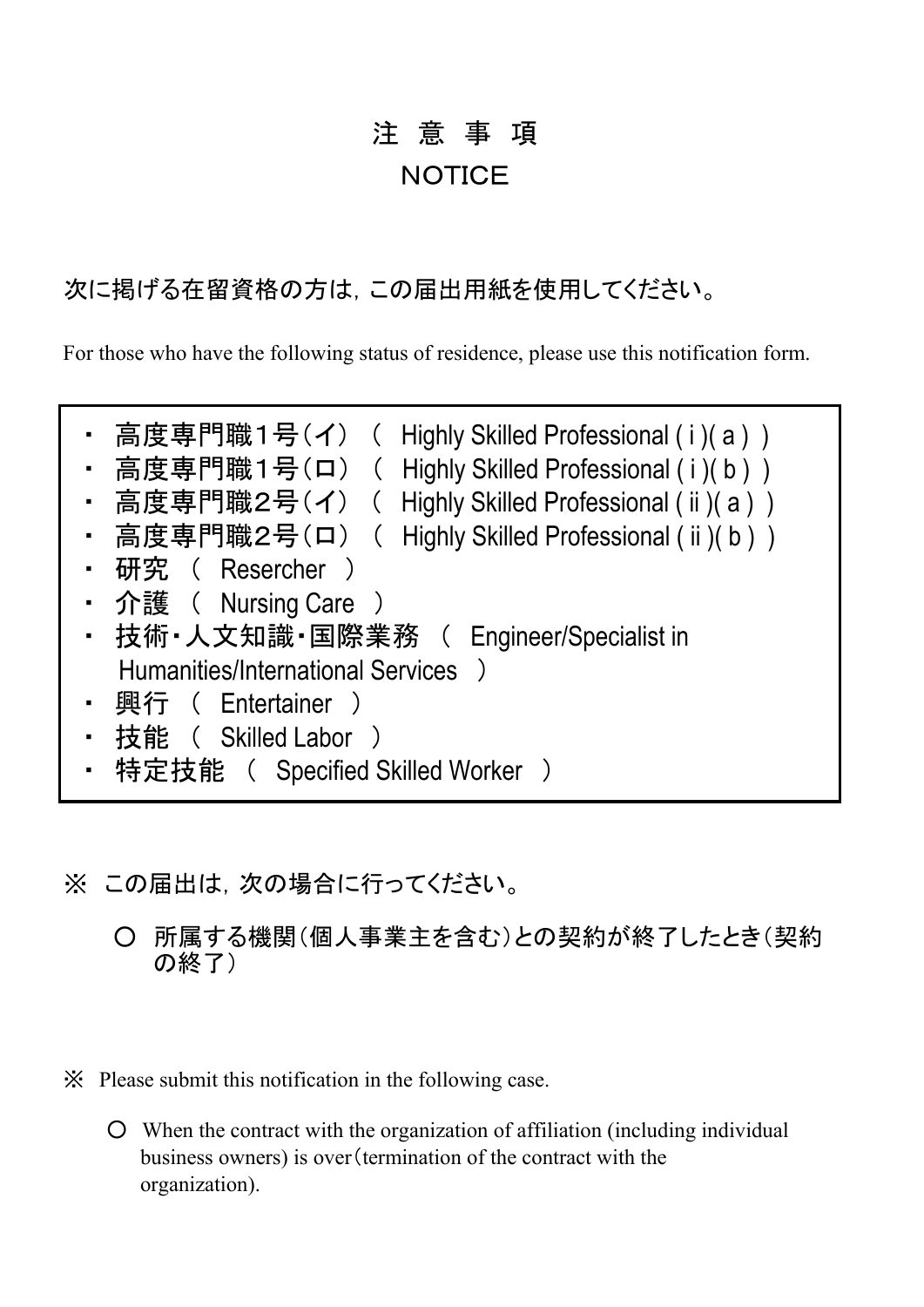# 注 意 事 項

# NOTICE

次に掲げる在留資格の方は，この届出用紙を使用してください。

For those who have the following status of residence, please use this notification form.

- 高度専門職１号（イ）（ Highly Skilled Professional ( i )( a ) ）
- 高度専門職１号（ロ）（ Highly Skilled Professional ( i )( b ) ）
- 高度専門職２号（イ）（ Highly Skilled Professional ( ii )( a ) ）
- 高度専門職２号（ロ）（ Highly Skilled Professional ( ii )( b ) ）
- 研究 （ Resercher ）
- 介護 （ Nursing Care ）
- 技術・人文知識・国際業務 （ Engineer/Specialist in Humanities/International Services ）
- 興行 （ Entertainer ）
- 技能 （ Skilled Labor ）
- 特定技能 （ Specified Skilled Worker ）

※ この届出は，次の場合に行ってください。

○ 所属する機関（個人事業主を含む）との契約が終了したとき（契約の終了）

※ Please submit this notification in the following case.

○ When the contract with the organization of affiliation (including individual business owners) is over（termination of the contract with the organization).